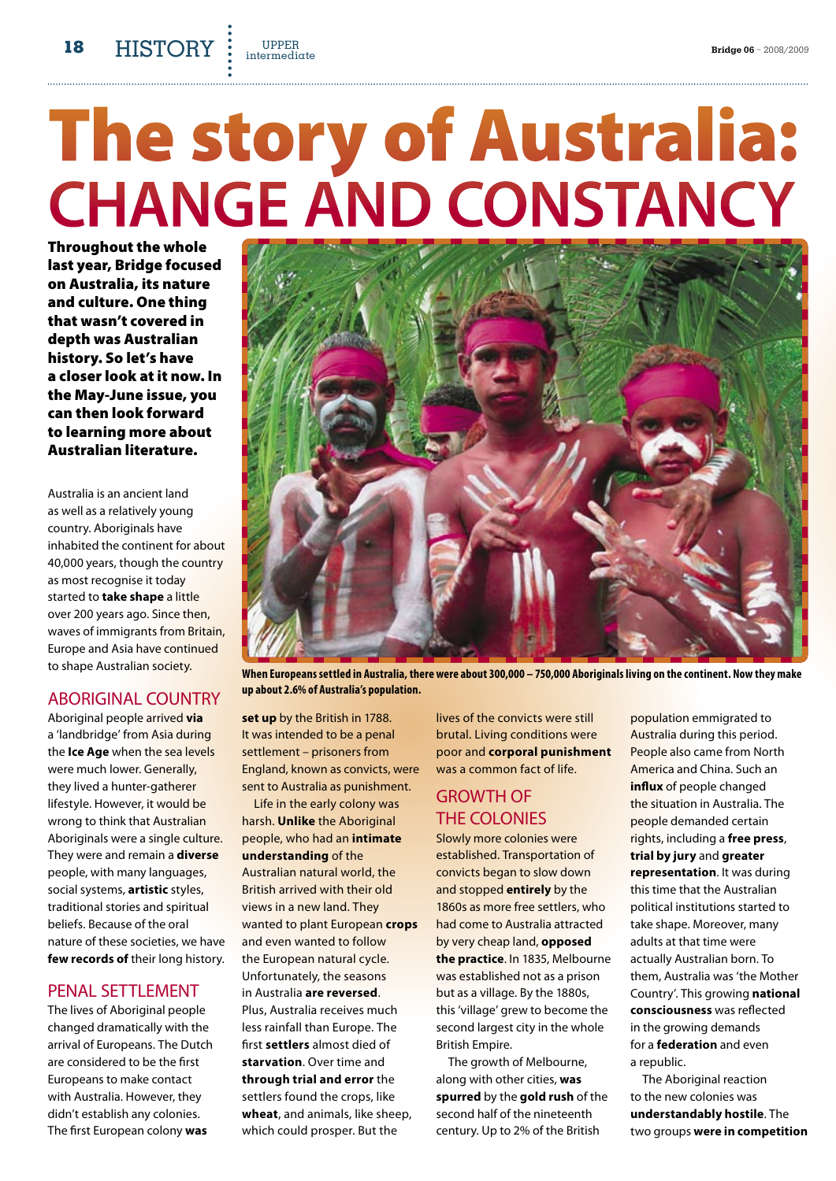# The story of Australia: CHANGE AND CONSTANCY

**Throughout the whole last year, Bridge focused on Australia, its nature and culture. One thing that wasn't covered in depth was Australian history. So let's have a closer look at it now. In the May-June issue, you can then look forward to learning more about Australian literature.**

Australia is an ancient land as well as a relatively young country. Aboriginals have inhabited the continent for about 40,000 years, though the country as most recognise it today started to **take shape** a little over 200 years ago. Since then, waves of immigrants from Britain, Europe and Asia have continued to shape Australian society.

When Europeans settled in Australia, there were about 300,000 – 750,000 Aboriginals living on the continent. Now they make up about 2.6% of Australia's population.

## ABORIGINAL COUNTRY

Aboriginal people arrived **via** a 'landbridge' from Asia during the **Ice Age** when the sea levels were much lower. Generally, they lived a hunter-gatherer lifestyle. However, it would be wrong to think that Australian Aboriginals were a single culture. They were and remain a **diverse** people, with many languages, social systems, **artistic** styles, traditional stories and spiritual beliefs. Because of the oral nature of these societies, we have **few records of** their long history.

## PENAL SETTLEMENT

The lives of Aboriginal people changed dramatically with the arrival of Europeans. The Dutch are considered to be the first Europeans to make contact with Australia. However, they didn't establish any colonies. The first European colony **was set up** by the British in 1788. It was intended to be a penal settlement – prisoners from England, known as convicts, were sent to Australia as punishment.

Life in the early colony was harsh. **Unlike** the Aboriginal people, who had an **intimate understanding** of the Australian natural world, the British arrived with their old views in a new land. They wanted to plant European **crops** and even wanted to follow the European natural cycle. Unfortunately, the seasons in Australia **are reversed**. Plus, Australia receives much less rainfall than Europe. The first **settlers** almost died of **starvation**. Over time and **through trial and error** the settlers found the crops, like **wheat**, and animals, like sheep, which could prosper. But the lives of the convicts were still brutal. Living conditions were poor and **corporal punishment** was a common fact of life.

## GROWTH OF THE COLONIES

Slowly more colonies were established. Transportation of convicts began to slow down and stopped **entirely** by the 1860s as more free settlers, who had come to Australia attracted by very cheap land, **opposed the practice**. In 1835, Melbourne was established not as a prison but as a village. By the 1880s, this 'village' grew to become the second largest city in the whole British Empire.

The growth of Melbourne, along with other cities, **was spurred** by the **gold rush** of the second half of the nineteenth century. Up to 2% of the British population emmigrated to Australia during this period. People also came from North America and China. Such an **influx** of people changed the situation in Australia. The people demanded certain rights, including a **free press**, **trial by jury** and **greater representation**. It was during this time that the Australian political institutions started to take shape. Moreover, many adults at that time were actually Australian born. To them, Australia was 'the Mother Country'. This growing **national consciousness** was reflected in the growing demands for a **federation** and even a republic.

The Aboriginal reaction to the new colonies was **understandably hostile**. The two groups **were in competition**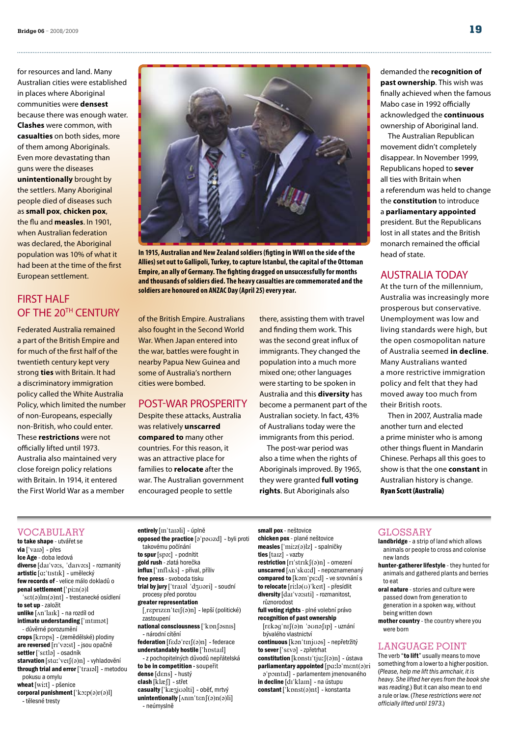for resources and land. Many Australian cities were established in places where Aboriginal communities were **densest** because there was enough water. **Clashes** were common, with **casualties** on both sides, more of them among Aboriginals. Even more devastating than guns were the diseases **unintentionally** brought by the settlers. Many Aboriginal people died of diseases such as **small pox**, **chicken pox**, the flu and **measles**. In 1901, when Australian federation was declared, the Aboriginal population was 10% of what it had been at the time of the first European settlement.

## FIRST HALF OF THE 20TH CENTURY

Federated Australia remained a part of the British Empire and for much of the first half of the twentieth century kept very strong **ties** with Britain. It had a discriminatory immigration policy called the White Australia Policy, which limited the number of non-Europeans, especially non-British, who could enter. These **restrictions** were not officially lifted until 1973. Australia also maintained very close foreign policy relations with Britain. In 1914, it entered the First World War as a member of the British Empire. Australians also fought in the Second World War. When Japan entered into the war, battles were fought in nearby Papua New Guinea and some of Australia's northern cities were bombed.

**In 1915, Australian and New Zealand soldiers (figting in WWI on the side of the Allies) set out to Gallipoli, Turkey, to capture Istanbul, the capital of the Ottoman Empire, an ally of Germany. The fighting dragged on unsuccessfully for months and thousands of soldiers died. The heavy casualties are commemorated and the soldiers are honoured on ANZAC Day (April 25) every year.**

## POST-WAR PROSPERITY

Despite these attacks, Australia was relatively **unscarred compared to** many other countries. For this reason, it was an attractive place for families to **relocate** after the war. The Australian government encouraged people to settle there, assisting them with travel and finding them work. This was the second great influx of immigrants. They changed the population into a much more mixed one; other languages were starting to be spoken in Australia and this **diversity** has become a permanent part of the Australian society. In fact, 43% of Australians today were the immigrants from this period.

The post-war period was also a time when the rights of Aboriginals improved. By 1965, they were granted **full voting rights**. But Aboriginals also demanded the **recognition of past ownership**. This wish was finally achieved when the famous Mabo case in 1992 officially acknowledged the **continuous** ownership of Aboriginal land.

The Australian Republican movement didn't completely disappear. In November 1999, Republicans hoped to **sever** all ties with Britain when a referendum was held to change the **constitution** to introduce a **parliamentary appointed** president. But the Republicans lost in all states and the British monarch remained the official head of state.

## AUSTRALIA TODAY

At the turn of the millennium, Australia was increasingly more prosperous but conservative. Unemployment was low and living standards were high, but the open cosmopolitan nature of Australia seemed **in decline**. Many Australians wanted a more restrictive immigration policy and felt that they had moved away too much from their British roots.

Then in 2007, Australia made another turn and elected a prime minister who is among other things fluent in Mandarin Chinese. Perhaps all this goes to show is that the one **constant** in Australian history is change.

**Ryan Scott (Australia)**

## VOCABULARY

**to take shape** - utvářet se
**via** [ˈvaɪə] - přes
**Ice Age** - doba ledová
**diverse** [daɪˈvɜːs, ˈdaɪvɜːs] - rozmanitý
**artistic** [ɑːˈtɪstɪk] - umělecký
**few records of** - velice málo dokladů o
**penal settlement** [ˈpiːn(ə)l ˈsɛt(ə)lm(ə)nt] - trestanecké osídlení
**to set up** - založit
**unlike** [ʌnˈlaɪk] - na rozdíl od
**intimate understanding** [ˈɪntɪmət] - důvěrné porozumění
**crops** [krɒps] - (zemědělské) plodiny
**are reversed** [rɪˈvɜːst] - jsou opačně
**settler** [ˈsɛtlə] - osadník
**starvation** [stɑːˈveɪʃ(ə)n] - vyhladovění
**through trial and error** [ˈtraɪəl] - metodou pokusu a omylu
**wheat** [wiːt] - pšenice
**corporal punishment** [ˈkɔːp(ə)r(ə)l] - tělesné tresty
**entirely** [ɪnˈtaɪəli] - úplně
**opposed the practice** [əˈpəʊzd] - byli proti takovému počínání
**to spur** [spɜː] - podnítit
**gold rush** - zlatá horečka
**influx** [ˈɪnflʌks] - příval, příliv
**free press** - svoboda tisku
**trial by jury** [ˈtraɪəl ˈdʒʊəri] - soudní procesy před porotou
**greater representation** [ˌrɛprɪzɛnˈteɪʃ(ə)n] - lepší (politické) zastoupení
**national consciousness** [ˈkɒnʃəsnɪs] - národní cítění
**federation** [fɛdəˈreɪʃ(ə)n] - federace
**understandably hostile** [ˈhɒstaɪl] - z pochopitelných důvodů nepřátelská
**to be in competition** - soupeřit
**dense** [dɛns] - hustý
**clash** [klæʃ] - střet
**casualty** [ˈkæʒjʊəlti] - oběť, mrtvý
**unintentionally** [ʌnɪnˈtɛnʃ(ə)n(ə)li] - neúmyslně
**small pox** - neštovice
**chicken pox** - plané neštovice
**measles** [ˈmiːz(ə)lz] - spalničky
**ties** [taɪz] - vazby
**restriction** [rɪˈstrɪkʃ(ə)n] - omezení
**unscarred** [ʌnˈskɑːd] - nepoznamenaný
**compared to** [kəmˈpɛːd] - ve srovnání s
**to relocate** [riːlə(ʊ)ˈkeɪt] - přesídlit
**diversity** [daɪˈvəːsɪti] - rozmanitost, různorodost
**full voting rights** - plné volební právo
**recognition of past ownership** [rɛkəgˈnɪʃ(ə)n ˈəʊnəʃɪp] - uznání bývalého vlastnictví
**continuous** [kənˈtɪnjʊəs] - nepřetržitý
**to sever** [ˈsɛvə] - zpřetrhat
**constitution** [kɒnstɪˈtjuːʃ(ə)n] - ústava
**parliamentary appointed** [pɑːləˈmɛnt(ə)ri əˈpɔɪntɪd] - parlamentem jmenovaného
**in decline** [dɪˈklaɪn] - na ústupu
**constant** [ˈkɒnst(ə)nt] - konstanta

## GLOSSARY

**landbridge** - a strip of land which allows animals or people to cross and colonise new lands
**hunter-gatherer lifestyle** - they hunted for animals and gathered plants and berries to eat
**oral nature** - stories and culture were passed down from generation to generation in a spoken way, without being written down
**mother country** - the country where you were born

## LANGUAGE POINT

The verb "**to lift**" usually means to move something from a lower to a higher position. (*Please, help me lift this armchair, it is heavy. She lifted her eyes from the book she was reading.*) But it can also mean to end a rule or law. (*These restrictions were not officially lifted until 1973.*)